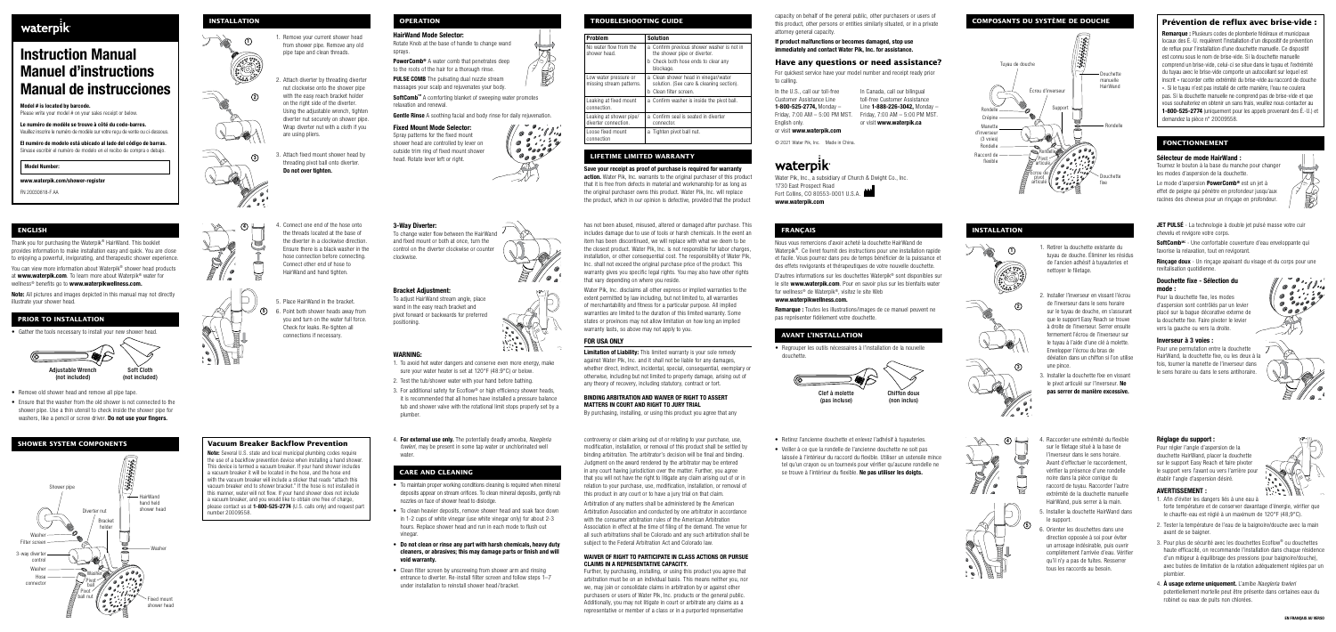# waterpik

# Instruction Manual
# Manuel d'instructions
# Manual de instrucciones

**Model # is located by barcode.**
Please write your model # on your sales receipt or below.

**Le numéro de modèle se trouve à côté du code-barres.**
Veuillez inscrire le numéro de modèle sur votre reçu de vente ou ci-dessous.

**El número de modelo está ubicado al lado del código de barras.**
Sírvase escribir el número de modelo en el recibo de compra o debajo.

**Model Number:**

**www.waterpik.com/shower-register**

RV 20030618-F AA

## ENGLISH

Thank you for purchasing the Waterpik® HairWand. This booklet provides information to make installation easy and quick. You are close to enjoying a powerful, invigorating, and therapeutic shower experience.

You can view more information about Waterpik® shower head products at **www.waterpik.com**. To learn more about Waterpik® water for wellness® benefits go to **www.waterpikwellness.com.**

**Note:** All pictures and images depicted in this manual may not directly illustrate your shower head.

## PRIOR TO INSTALLATION

- Gather the tools necessary to install your new shower head.

Adjustable Wrench (not included)
Soft Cloth (not included)

- Remove old shower head and remove all pipe tape.
- Ensure that the washer from the old shower is not connected to the shower pipe. Use a thin utensil to check inside the shower pipe for washers, like a pencil or screw driver. **Do not use your fingers.**

## SHOWER SYSTEM COMPONENTS

Shower pipe, Diverter nut, Washer, Filter screen, 3-way diverter control, Washer, Hose connector, HairWand hand field shower head, Bracket holder, Washer, Washer, Pivot ball, Pivot ball nut, Fixed mount shower head

## INSTALLATION

1. Remove your current shower head from shower pipe. Remove any old pipe tape and clean threads.
2. Attach diverter by threading diverter nut clockwise onto the shower pipe with the easy reach bracket holder on the right side of the diverter. Using the adjustable wrench, tighten diverter nut securely on shower pipe. Wrap diverter nut with a cloth if you are using pliers.
3. Attach fixed mount shower head by threading pivot ball onto diverter. **Do not over tighten.**
4. Connect one end of the hose onto the threads located at the base of the diverter in a clockwise direction. Ensure there is a black washer in the hose connection before connecting. Connect other end of hose to HairWand and hand tighten.
5. Place HairWand in the bracket.
6. Point both shower heads away from you and turn on the water full force. Check for leaks. Re-tighten all connections if necessary.

## Vacuum Breaker Backflow Prevention

**Note:** Several U.S. state and local municipal plumbing codes require the use of a backflow prevention device when installing a hand shower. This device is termed a vacuum breaker. If your hand shower includes a vacuum breaker it will be located in the hose, and the hose end with the vacuum breaker will include a sticker that reads "attach this vacuum breaker end to shower bracket." If the hose is not installed in this manner, water will not flow. If your hand shower does not include a vacuum breaker, and you would like to obtain one free of charge, please contact us at **1-800-525-2774** (U.S. calls only) and request part number 20009558.

## OPERATION

**HairWand Mode Selector:**
Rotate Knob at the base of handle to change wand sprays.

**PowerComb®** A water comb that penetrates deep to the roots of the hair for a thorough rinse.

**PULSE COMB** The pulsating dual nozzle stream massages your scalp and rejuvenates your body.

**SoftComb™** A comforting blanket of sweeping water promotes relaxation and renewal.

**Gentle Rinse** A soothing facial and body rinse for daily rejuvenation.

**Fixed Mount Mode Selector:**
Spray patterns for the fixed mount shower head are controlled by lever on outside trim ring of fixed mount shower head. Rotate lever left or right.

**3-Way Diverter:**
To change water flow between the HairWand and fixed mount or both at once, turn the control on the diverter clockwise or counter clockwise.

**Bracket Adjustment:**
To adjust HairWand stream angle, place wand in the easy reach bracket and pivot forward or backwards for preferred positioning.

**WARNING:**
1. To avoid hot water dangers and conserve even more energy, make sure your water heater is set at 120°F (48.9°C) or below.
2. Test the tub/shower water with your hand before bathing.
3. For additional safety for Ecoflow® or high efficiency shower heads, it is recommended that all homes have installed a pressure balance tub and shower valve with the rotational limit stops properly set by a plumber.
4. **For external use only.** The potentially deadly amoeba, *Naegleria fowleri*, may be present in some tap water or unchlorinated well water.

## CARE AND CLEANING

- To maintain proper working conditions cleaning is required when mineral deposits appear on stream orifices. To clean mineral deposits, gently rub nozzles on face of shower head to dislodge.
- To clean heavier deposits, remove shower head and soak face down in 1-2 cups of white vinegar (use white vinegar only) for about 2-3 hours. Replace shower head and run in each mode to flush out vinegar.
- **Do not clean or rinse any part with harsh chemicals, heavy duty cleaners, or abrasives; this may damage parts or finish and will void warranty.**
- Clean filter screen by unscrewing from shower arm and rinsing entrance to diverter. Re-install filter screen and follow steps 1–7 under installation to reinstall shower head/bracket.

## TROUBLESHOOTING GUIDE

| Problem | Solution |
|---|---|
| No water flow from the shower head. | a. Confirm previous shower washer is not in the shower pipe or diverter.<br>b. Check both hose ends to clear any blockage. |
| Low water pressure or missing stream patterns. | a. Clean shower head in vinegar/water solution. (See care & cleaning section).<br>b. Clean filter screen. |
| Leaking at fixed mount connection. | a. Confirm washer is inside the pivot ball. |
| Leaking at shower pipe/ diverter connection. | a. Confirm seal is seated in diverter connector. |
| Loose fixed mount connection. | a. Tighten pivot ball nut. |

## LIFETIME LIMITED WARRANTY

**Save your receipt as proof of purchase is required for warranty action.** Water Pik, Inc. warrants to the original purchaser of this product that it is free from defects in material and workmanship for as long as the original purchaser owns this product. Water Pik, Inc. will replace the product, which in our opinion is defective, provided that the product has not been abused, misused, altered or damaged after purchase. This includes damage due to use of tools or harsh chemicals. In the event an item has been discontinued, we will replace with what we deem to be the closest product. Water Pik, Inc. is not responsible for labor charges, installation, or other consequential cost. The responsibility of Water Pik, Inc. shall not exceed the original purchase price of the product. This warranty gives you specific legal rights. You may also have other rights that vary depending on where you reside.

Water Pik, Inc. disclaims all other express or implied warranties to the extent permitted by law including, but not limited to, all warranties of merchantability and fitness for a particular purpose. All implied warranties are limited to the duration of this limited warranty. Some states or provinces may not allow limitation on how long an implied warranty lasts, so above may not apply to you.

### FOR USA ONLY

**Limitation of Liability:** This limited warranty is your sole remedy against Water Pik, Inc. and it shall not be liable for any damages, whether direct, indirect, incidental, special, consequential, exemplary or otherwise, including but not limited to property damage, arising out of any theory of recovery, including statutory, contract or tort.

**BINDING ARBITRATION AND WAIVER OF RIGHT TO ASSERT MATTERS IN COURT AND RIGHT TO JURY TRIAL**
By purchasing, installing, or using this product you agree that any controversy or claim arising out of or relating to your purchase, use, modification, installation, or removal of this product shall be settled by binding arbitration. The arbitrator's decision will be final and binding. Judgment on the award rendered by the arbitrator may be entered in any court having jurisdiction over the matter. Further, you agree that you will not have the right to litigate any claim arising out of or in relation to your purchase, use, modification, installation, or removal of this product in any court or to have a jury trial on that claim.

Arbitration of any matters shall be administered by the American Arbitration Association and conducted by one arbitrator in accordance with the consumer arbitration rules of the American Arbitration Association in effect at the time of filing of the demand. The venue for all such arbitrations shall be Colorado and any such arbitration shall be subject to the Federal Arbitration Act and Colorado law.

**WAIVER OF RIGHT TO PARTICIPATE IN CLASS ACTIONS OR PURSUE CLAIMS IN A REPRESENTATIVE CAPACITY.**
Further, by purchasing, installing, or using this product you agree that arbitration must be on an individual basis. This means neither you, nor we, may join or consolidate claims in arbitration by or against other purchasers or users of Water Pik, Inc. products or the general public. Additionally, you may not litigate in court or arbitrate any claims as a representative or member of a class or in a purported representative capacity on behalf of the general public, other purchasers or users of this product, other persons or entities similarly situated, or in a private attorney general capacity.

**If product malfunctions or becomes damaged, stop use immediately and contact Water Pik, Inc. for assistance.**

## Have any questions or need assistance?

For quickest service have your model number and receipt ready prior to calling.

In the U.S., call our toll-free Customer Assistance Line **1-800-525-2774,** Monday – Friday, 7:00 AM – 5:00 PM MST. English only.
or visit **www.waterpik.com**

In Canada, call our bilingual toll-free Customer Assistance Line **1-888-226-3042,** Monday – Friday, 7:00 AM – 5:00 PM MST.
or visit **www.waterpik.ca**

© 2021 Water Pik, Inc.  Made in China.

waterpik

Water Pik, Inc., a subsidiary of Church & Dwight Co., Inc.
1730 East Prospect Road
Fort Collins, CO 80553-0001 U.S.A.
**www.waterpik.com**

## FRANÇAIS

Nous vous remercions d'avoir acheté la douchette HairWand de Waterpik®. Ce livret fournit des instructions pour une installation rapide et facile. Vous pourrez dans peu de temps bénéficier de la puissance et des effets revigorants et thérapeutiques de votre nouvelle douchette.

D'autres informations sur les douchettes Waterpik® sont disponibles sur le site **www.waterpik.com**. Pour en savoir plus sur les bienfaits water for wellness® de Waterpik®, visitez le site Web **www.waterpikwellness.com.**

**Remarque :** Toutes les illustrations/images de ce manuel peuvent ne pas représenter fidèlement votre douchette.

## AVANT L'INSTALLATION

- Regrouper les outils nécessaires à l'installation de la nouvelle douchette.

Clef à molette (pas incluse)
Chiffon doux (non inclus)

- Retirez l'ancienne douchette et enlevez l'adhésif à tuyauteries.
- Veiller à ce que la rondelle de l'ancienne douchette ne soit pas laissée à l'intérieur du raccord du flexible. Utiliser un ustensile mince tel qu'un crayon ou un tournevis pour vérifier qu'aucune rondelle ne se trouve à l'intérieur du flexible. **Ne pas utiliser les doigts.**

## COMPOSANTS DU SYSTÈME DE DOUCHE

Tuyau de douche, Écrou d'inverseur, Rondelle, Crépine, Manette d'inverseur (3 voies), Rondelle, Raccord de flexible, Douchette manuelle HairWand, Support, Rondelle, Rondelle, Pivot articulé, Écrou du pivot articulé, Douchette fixe

## INSTALLATION

1. Retirer la douchette existante du tuyau de douche. Éliminer les résidus de l'ancien adhésif à tuyauteries et nettoyer le filetage.
2. Installer l'inverseur en vissant l'écrou de l'inverseur dans le sens horaire sur le tuyau de douche, en s'assurant que le support Easy Reach se trouve à droite de l'inverseur. Serrer ensuite fermement l'écrou de l'inverseur sur le tuyau à l'aide d'une clé à molette. Envelopper l'écrou du bras de dérivation dans un chiffon si l'on utilise une pince.
3. Installer la douchette fixe en vissant le pivot articulé sur l'inverseur. **Ne pas serrer de manière excessive.**
4. Raccorder une extrémité du flexible sur le filetage situé à la base de l'inverseur dans le sens horaire. Avant d'effectuer le raccordement, vérifier la présence d'une rondelle noire dans la pièce conique du raccord de tuyau. Raccorder l'autre extrémité de la douchette manuelle HairWand, puis serrer à la main.
5. Installer la douchette HairWand dans le support.
6. Orienter les douchettes dans une direction opposée à soi pour éviter un arrosage indésirable, puis ouvrir complètement l'arrivée d'eau. Vérifier qu'il n'y a pas de fuites. Resserrer tous les raccords au besoin.

## Prévention de reflux avec brise-vide :

**Remarque :** Plusieurs codes de plomberie fédéraux et municipaux locaux des É.-U. requièrent l'installation d'un dispositif de prévention de reflux pour l'installation d'une douchette manuelle. Ce dispositif est connu sous le nom de brise-vide. Si la douchette manuelle comprend un brise-vide, celui-ci se situe dans le tuyau et l'extrémité du tuyau avec le brise-vide comporte un autocollant sur lequel est inscrit « raccorder cette extrémité du brise-vide au raccord de douche ». Si le tuyau n'est pas installé de cette manière, l'eau ne coulera pas. Si la douchette manuelle ne comprend pas de brise-vide et que vous souhaiteriez en obtenir un sans frais, veuillez nous contacter au **1-800-525-2774** (uniquement pour les appels provenant des É.-U.) et demandez la pièce n° 20009558.

## FONCTIONNEMENT

**Sélecteur de mode HairWand :**
Tournez le bouton à la base du manche pour changer les modes d'aspersion de la douchette.

Le mode d'aspersion **PowerComb®** est un jet à effet de peigne qui pénètre en profondeur jusqu'aux racines des cheveux pour un rinçage en profondeur.

**JET PULSÉ** - La technologie à double jet pulsé masse votre cuir chevelu et revigore votre corps.

**SoftComb™** - Une confortable couverture d'eau enveloppante qui favorise la relaxation, tout en revigorant.

**Rinçage doux** - Un rinçage apaisant du visage et du corps pour une revitalisation quotidienne.

**Douchette fixe - Sélection du mode :**
Pour la douchette fixe, les modes d'aspersion sont contrôlés par un levier placé sur la bague décorative externe de la douchette fixe. Faire pivoter le levier vers la gauche ou vers la droite.

**Inverseur à 3 voies :**
Pour une permutation entre la douchette HairWand, la douchette fixe, ou les deux à la fois, tourner la manette de l'inverseur dans le sens horaire ou dans le sens antihoraire.

**Réglage du support :**
Pour régler l'angle d'aspersion de la douchette HairWand, placer la douchette sur le support Easy Reach et faire pivoter le support vers l'avant ou vers l'arrière pour établir l'angle d'aspersion désiré.

**AVERTISSEMENT :**
1. Afin d'éviter les dangers liés à une eau à forte température et de conserver davantage d'énergie, vérifier que le chauffe-eau est réglé à un maximum de 120°F (48,9°C).
2. Tester la température de l'eau de la baignoire/douche avec la main avant de se baigner.
3. Pour plus de sécurité avec les douchettes Ecoflow® ou douchettes haute efficacité, on recommande l'installation dans chaque résidence d'un mitigeur à équilibrage des pressions (pour baignoire/douche), avec butées de limitation de la rotation adéquatement réglées par un plombier.
4. **À usage externe uniquement.** L'amibe *Naegleria fowleri* potentiellement mortelle peut être présente dans certaines eaux du robinet ou eaux de puits non chlorées.

UN FRANÇAIS AU VERSO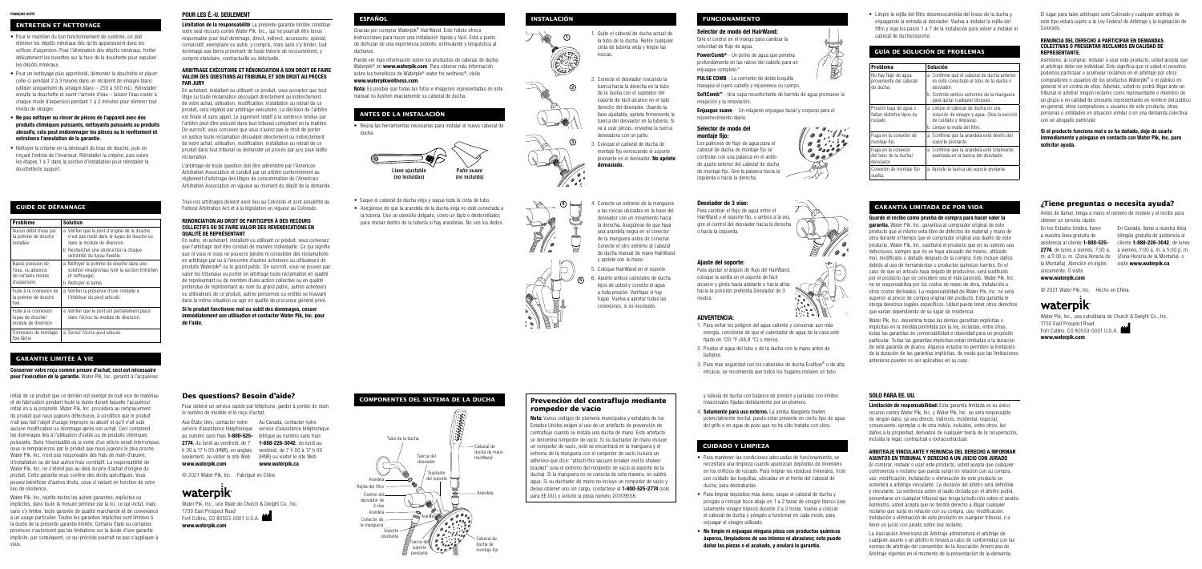FRANÇAIS SUITE

## ENTRETIEN ET NETTOYAGE

- Pour le maintien du bon fonctionnement de système, on doit éliminer les dépôts minéraux des qu'ils apparaissent dans les orifices d'aspersion. Pour l'élimination des dépôts minéraux, frotter délicatement les busettes sur la face de la douchette pour expulser les dépôts minéraux.
- Pour un nettoyage plus approfondi, démonter la douchette et placer celle-ci pendant 2 à 3 heures dans un récipient de vinaigre blanc (utiliser uniquement du vinaigre blanc – 250 à 500 mL). Réinstaller ensuite la douchette et ouvrir l'arrivée d'eau – laisser l'eau couler à chaque mode d'aspersion pendant 1 à 2 minutes pour éliminer tout résidu de vinaigre.
- **Ne pas nettoyer ou rincer de pièces de l'appareil avec des produits chimiques puissants, nettoyants puissants ou produits abrasifs; cela peut endommager les pièces ou le revêtement et entraînera l'annulation de la garantie.**
- Nettoyer la crépine en la dévissant du bras de douche, puis en rinçant l'entrée de l'inverseur. Réinstaller la crépine, puis suivre les étapes 1 à 7 dans la section d'installation pour réinstaller la douchette/le support.

## GUIDE DE DÉPANNAGE

| Problème | Solution |
|---|---|
| Aucun débit d'eau par la pomme de douche installée. | a. Vérifier que le joint d'origine de la douche n'est pas resté dans le tuyau de douche ou dans le module de diversion.<br>b. Rechercher une obstruction à chaque extrémité du tuyau flexible. |
| Basse pression de l'eau, ou absence de certains modes d'aspersion. | a. Nettoyer la pomme de douche dans une solution vinaigre/eau (voir la section Entretien et nettoyage).<br>b. Nettoyer le tamis. |
| Fuite à la connexion de la pomme de douche fixe. | a. Vérifier la présence d'une rondelle à l'intérieur du pivot articulé. |
| Fuite à la connexion tuyau de douche/module de diversion. | a. Vérifier que le joint est parfaitement placé dans l'écrou du module de diversion. |
| Connexion de montage fixe lâche | a. Serrez l'écrou pivot articulé. |

## GARANTIE LIMITÉE À VIE

**Conserver votre reçu comme preuve d'achat; ceci est nécessaire pour l'exécution de la garantie.** Water Pik, Inc. garantit à l'acquéreur initial de ce produit que ce dernier est exempt de tout vice de matériau et de fabrication pendant toute la durée durant laquelle l'acquéreur initial en a la propriété. Water Pik, Inc. procédera au remplacement du produit que nous jugeons défectueux, à condition que le produit n'ait pas fait l'objet d'usage impropre ou abusif et qu'il n'ait subi aucune modification ou dommage après son achat. Ceci comprend les dommages liés à l'utilisation d'outils ou de produits chimiques puissants. Dans l'éventualité où la vente d'un article serait interrompue, nous le remplacerons par le produit que nous jugeons le plus proche. Water Pik, Inc. n'est pas responsable des frais de main-d'œuvre, d'installation ou de tout autres frais corrélatif. La responsabilité de Water Pik, Inc. ne s'étend pas au-delà du prix d'achat d'origine du produit. Cette garantie vous confère des droits spécifiques. Vous pouvez bénéficier d'autres droits, ceux-ci variant en fonction de votre lieu de résidence.

Water Pik, Inc. rejette toutes les autres garanties, explicites ou implicites, dans toute la mesure permise par la loi, ce qui inclut, mais sans s'y limiter, toute garantie de qualité marchande et de convenance à un usage particulier. Toutes les garanties implicites sont limitées à la durée de la présente garantie limitée. Certains États ou certaines provinces n'autorisent pas les limitations sur la durée d'une garantie implicite, par conséquent, ce qui précède pourrait ne pas s'appliquer à vous.

## POUR LES É.-U. SEULEMENT

**Limitation de la responsabilité** La présente garantie limitée constitue votre seul recours contre Water Pik, Inc., qui ne pourrait être tenue responsable pour tout dommage direct, indirect, accessoire, spécial, consécutif, exemplaire ou autre, y compris, mais sans s'y limiter, tout dommage aux biens provenant de toute théorie de recouvrement, y compris statutaire, contractuelle ou délictuelle.

**ARBITRAGE EXÉCUTOIRE ET RENONCIATION À SON DROIT DE FAIRE VALOIR DES QUESTIONS AU TRIBUNAL ET SON DROIT AU PROCÈS PAR JURY**

En achetant, installant ou utilisant ce produit, vous acceptez que tout litige ou toute réclamation découlant directement ou indirectement de votre achat, utilisation, modification, installation ou retrait de ce produit, sera réglé(e) par arbitrage exécutoire. La décision de l'arbitre est finale et sans appel. Le jugement relatif à la sentence rendue par l'arbitre peut être exécuté dans tout tribunal compétent en la matière. De surcroît, vous reconnaissez que vous n'aurez pas le droit de porter en justice toute réclamation découlant directement ou indirectement de votre achat, utilisation, modification, installation ou retrait de ce produit dans tout tribunal ou demander un procès par jury pour ladite réclamation.

L'arbitrage de toute question doit être administré par l'American Arbitration Association et conduit par un arbitre conformément au règlement d'arbitrage des litiges de consommation de l'American Arbitration Association en vigueur au moment du dépôt de la demande.

Tous ces arbitrages doivent avoir lieu au Colorado et sont assujettis au Federal Arbitration Act et à la législation en vigueur au Colorado.

**RENONCIATION AU DROIT DE PARTICIPER À DES RECOURS COLLECTIFS OU DE FAIRE VALOIR DES REVENDICATIONS EN QUALITÉ DE REPRÉSENTANT**

En outre, en achetant, installant ou utilisant ce produit, vous convenez que l'arbitrage doit être conduit de manière individuelle. Ce qui signifie que ni vous ni nous ne pouvons joindre ni consolider des réclamations en arbitrage par ou à l'encontre d'autres acheteurs ou utilisateurs de produits Waterpik® ou le grand public. De surcroît, vous ne pouvez pas saisir les tribunaux ou porter en arbitrage toute réclamation en qualité de représentant ou de membre d'une action collective ou en qualité prétendue de représentant au nom du grand public, autres acheteurs ou utilisateurs de ce produit, autres personnes ou entités se trouvant dans la même situation ou agir en qualité de procureur général privé.

**Si le produit fonctionne mal ou subit des dommages, cesser immédiatement son utilisation et contacter Water Pik, Inc. pour de l'aide.**

## Des questions? Besoin d'aide?

Pour obtenir un service rapide par téléphone, garder à portée de main le numéro de modèle et le reçu d'achat.

Aux États-Unis, contacter notre service d'assistance téléphonique au numéro sans frais **1-800-525-2774**, du lundi au vendredi, de 7 h 00 à 17 h 00 (HNR), en anglais seulement, ou visiter le site Web **www.waterpik.com**

Au Canada, contacter notre service d'assistance téléphonique bilingue au numéro sans frais **1-888-226-3042**, du lundi au vendredi, de 7 h 00 à 17 h 00 (HNR) ou visiter le site Web **www.waterpik.ca**

© 2021 Water Pik, Inc. Fabriqué en Chine.

waterpik

Water Pik, Inc., une filiale de Church & Dwight Co., Inc.
1730 East Prospect Road
Fort Collins, CO 80553-0001 U.S.A.
**www.waterpik.com**

## ESPAÑOL

Gracias por comprar Waterpik® HairWand. Este folleto contiene instrucciones para hacer una instalación rápida y fácil. Está a punto de disfrutar de una experiencia potente, estimulante y terapéutica al ducharse.

Puede ver más información sobre los productos de cabezal de ducha Waterpik® en **www.waterpik.com**. Para obtener más información sobre los beneficios de Waterpik® water for wellness®, visite **www.waterpikwellness.com**.

**Nota:** Es posible que todas las fotos e imágenes representadas en este manual no ilustren exactamente su cabezal de ducha.

## ANTES DE LA INSTALACIÓN

- Reúna las herramientas necesarias para instalar el nuevo cabezal de ducha.

**Llave ajustable (no incluidas)** **Paño suave (no incluido)**

- Saque el cabezal de ducha viejo y saque toda la cinta de tubo.
- Asegúrese de que la arandela de la ducha vieja no esté conectada a la tubería. Use un utensilio delgado, como un lápiz o destornillador, para revisar dentro de la tubería si hay arandelas. No use los dedos.

## COMPONENTES DEL SISTEMA DE LA DUCHA

Tubo de la ducha
Arandela
Rejilla del filtro
Control del desviador de 3 vías
Arandela
Conector de la manguera
Soporte pivotante
Tuerca del soporte pivotante
Tuerca del desviador
Sujetador del soporte
Arandela
Cabezal de ducha de mano HairWand
Arandela
Cabezal de ducha de montaje fijo

## INSTALACIÓN

1. Quite el cabezal de ducha actual de la tubo de la ducha. Retire cualquier cinta de tubería vieja y limpie las roscas.
2. Conecte el desviador roscando la tuerca hacia la derecha en la tubo de la ducha con el sujetador del soporte de fácil alcance en el lado derecho del desviador. Usando la llave ajustable, apriete firmemente la tuerca del desviador en la tubería. Si va a usar pinzas, envuelva la tuerca desviadora con un paño.
3. Coloque el cabezal de ducha de montaje fijo enroscando el soporte pivotante en el desviador. **No apriete demasiado.**
4. Conecte un extremo de la manguera a las roscas ubicadas en la base del desviador con un movimiento hacia la derecha. Asegúrese de que haya una arandela negra en el conector de la manguera antes de conectar. Conecte el otro extremo al cabezal de ducha manual de mano HairWand y apriete con la mano.
5. Coloque HairWand en el soporte.
6. Ajuste ambos cabezales de ducha lejos de usted y conecte el agua a toda presión. Verifique si hay fugas. Vuelva a apretar todas las conexiones, si es necesario.

## Prevención del contraflujo mediante rompedor de vacío

**Nota:** Varios códigos de plomería municipales y estatales de los Estados Unidos exigen el uso de un artefacto de prevención de contraflujo cuando se instala una ducha de mano. Este artefacto se denomina rompedor de vacío. Si su duchador de mano incluye un rompedor de vacío, éste se encontrará en la manguera y el extremo de la manguera con el rompedor de vacío incluirá un adhesivo que dice: "attach this vacuum breaker end to shower bracket" (una el extremo del rompedor de vacío al soporte de la ducha). Si la manguera no se conecta de esta manera, no saldrá agua. Si su duchador de mano no incluye un rompedor de vacío y desea obtener uno sin cargo, contáctese al **1-800-525-2774** (solo para EE.UU.) y solicite la pieza número 20009558.

## FUNCIONAMIENTO

### Selector de modo del HairWand:

Gire el control en el mango para cambiar la velocidad de flujo de agua.

**PowerComb™** - Un peine de agua que penetra profundamente en las raíces del cabello para un enjuague completo.*

**PULSE COMB** - La corriente de doble boquilla masajea el cuero cabelludo y rejuvenece su cuerpo.

**SoftComb™** - Una capa reconfortante de barrido de agua promueve la relajación y la renovación.

**Enjuague suave** - Un relajante enjuague facial y corporal para el rejuvenecimiento diario.

### Selector de modo del montaje fijo:

Los patrones de flujo de agua para el cabezal de ducha de montaje fijo se controlan con una palanca en el anillo de ajuste exterior del cabezal de ducha de montaje fijo. Gire la palanca hacia la izquierda o hacia la derecha.

### Desviador de 3 vías:

Para cambiar el flujo de agua entre el HairWand y el soporte fijo, o ambos a la vez, gire el control del desviador hacia la derecha o hacia la izquierda.

### Ajuste del soporte:

Para ajustar el ángulo de flujo del HairWand, coloque la varilla en el soporte de fácil alcance y gírela hacia adelante o hacia atrás hacia la posición preferida. Desviador de 3 modos:

### ADVERTENCIA:

1. Para evitar los peligros del agua caliente y conservar aún más energía, cerciórese de que el calentador de agua de la casa esté fijado en 120 °F (48,9 °C) o menos.
2. Pruebe el agua del tubo o de la ducha con la mano antes de bañarse.
3. Para más seguridad con los cabezales de ducha Ecoflow® o de alta eficacia, se recomienda que todos los hogares instalen un tubo y válvula de ducha con balance de presión y paradas con límites rotacionales fijadas debidamente por un plomero.
4. **Solamente para uso externo.** La ameba *Naegleria fowleri*, potencialmente mortal, puede estar presente en cierto tipo de agua del grifo o en agua de pozo que no ha sido tratada con cloro.

## CUIDADO Y LIMPIEZA

- Para mantener las condiciones adecuadas de funcionamiento, se necesitará una limpieza cuando aparezcan depósitos de minerales en los orificios de rociado. Para limpiar los residuos minerales, frote con cuidado las boquillas, ubicadas en el frente del cabezal de ducha, para destrabarlas.
- Para limpiar depósitos más duros, saque el cabezal de ducha y póngalo a remojar boca abajo en 1 a 2 tazas de vinagre blanco (use solamente vinagre blanco) durante 2 a 3 horas. Vuelva a colocar el cabezal de ducha y póngalo a funcionar en cada modo, para enjuagar el vinagre utilizado.
- **No limpie ni enjuague ninguna pieza con productos químicos ásperos, limpiadores de uso intenso ni abrasivos; esto puede dañar las piezas o el acabado, y anulará la garantía.**
- Limpie la rejilla del filtro desenroscándola del brazo de la ducha y enjuagando la entrada al desviador. Vuelva a instalar la rejilla del filtro y siga los pasos 1 a 7 de la instalación para volver a instalar el cabezal de ducha/soporte.

## GUÍA DE SOLUCIÓN DE PROBLEMAS

| Problema | Solución |
|---|---|
| No hay flujo de agua proveniente del cabezal de ducha. | a. Confirme que el cabezal de ducha anterior no esté conectado al tubo de la ducha o desviador.<br>b. Controle ambos extremos de la manguera para quitar cualquier bloqueo. |
| Presión baja de agua o faltan distintos tipos de rociado. | a. Limpie el cabezal de ducha en una solución de vinagre y agua. (Vea la sección de cuidado y limpieza).<br>b. Limpie la malla del filtro. |
| Fuga en la conexión de montaje fijo. | a. Confirme que la arandela esté dentro del soporte pivotante. |
| Fuga en la conexión del tubo de la ducha/desviador. | a. Confirme que la arandela esté totalmente asentada en la tuerca del desviador. |
| Conexión de montaje fijo suelta. | a. Apriete la tuerca del soporte pivotante |

## GARANTÍA LIMITADA DE POR VIDA

**Guarde el recibo como prueba de compra para hacer valer la garantía.** Water Pik, Inc. garantiza al comprador original de este producto que el mismo está libre de defectos de material y mano de obra durante el tiempo que el comprador original sea dueño de este producto. Water Pik, Inc. sustituirá el producto que en su opinión sea defectuoso, siempre que no se haya abusado del mismo, utilizado mal, modificado o dañado después de la compra. Esto incluye daños debido al uso de herramientas o productos químicos fuertes. En el caso de que un artículo haya dejado de producirse, será sustituido por el producto que se considere sea el más parecido. Water Pik, Inc. no se responsabiliza por los costos de mano de obra, instalación u otros costos derivados. La responsabilidad de Water Pik, Inc. no será superior al precio de compra original del producto. Esta garantía le otorga derechos legales específicos. Usted puede tener otros derechos que varían dependiendo de su lugar de residencia.

Water Pik, Inc. desestima todas las demás garantías explícitas o implícitas en la medida permitida por la ley, incluidas, entre otras, todas las garantías de comerciabilidad e idoneidad para un propósito particular. Todas las garantías implícitas están limitadas a la duración de esta garantía de áccaros. Algunos estados no permiten la limitación de la duración de las garantías implícitas, de modo que las limitaciones anteriores pueden no ser aplicables en su caso.

## SOLO PARA EE. UU.

**Limitación de responsabilidad:** Esta garantía limitada es su único recurso contra Water Pik, Inc. y Water Pik, Inc. no será responsable de ningún daño, ya sea directo, indirecto, incidental, especial, consecuente, ejemplar o de otra índole, incluidos, entre otros, los daños a la propiedad, derivados de cualquier teoría de la recuperación, incluida la legal, contractual o extracontractual.

**ARBITRAJE VINCULANTE Y RENUNCIA DEL DERECHO A INFORMAR ASUNTOS EN TRIBUNAL Y DERECHO A UN JUICIO CON JURADO**

Al comprar, instalar o usar este producto, usted acepta que cualquier controversia o reclamo que pueda surgir en relación con su compra, uso, modificación, instalación o eliminación de este producto se someterá a arbitraje vinculante. La decisión del árbitro será definitiva y vinculante. La sentencia sobre el laudo dictada por el árbitro podrá presentarse en cualquier tribunal que tenga jurisdicción sobre el asunto. Asimismo, usted acepta que no tendrá derecho a litigar cualquier reclamo que surja en relación con su compra, uso, modificación, instalación o eliminación de este producto en cualquier tribunal, o a tener un juicio con jurado sobre ese reclamo.

La Asociación Americana de Arbitraje administrará el arbitraje de cualquier asunto y un árbitro lo llevará a cabo de conformidad con las normas de arbitraje del consumidor de la Asociación Americana de Arbitraje vigentes en el momento de la presentación de la demanda.

El lugar para tales arbitrajes será Colorado y cualquier arbitraje de este tipo estará sujeto a la Ley Federal de Arbitraje y la legislación de Colorado.

**RENUNCIA DEL DERECHO A PARTICIPAR EN DEMANDAS COLECTIVAS O PRESENTAR RECLAMOS EN CALIDAD DE REPRESENTANTE.**

Asimismo, al comprar, instalar o usar este producto, usted acepta que el arbitraje debe ser individual. Esto significa que ni usted ni nosotros podemos participar o acumular reclamos en el arbitraje por otros compradores o usuarios de los productos Waterpik® o el público en general ni en contra de ellos. Además, usted no podrá litigar ante un tribunal ni arbitrar ningún reclamo como representante o miembro de un grupo o en calidad de presunto representante en nombre del público en general, otros compradores o usuarios de este producto, otras personas o entidades en situación similar o en una demanda colectiva con un abogado particular.

**Si el producto funciona mal o se ha dañado, deje de usarlo inmediatamente y póngase en contacto con Water Pik, Inc. para solicitar ayuda.**

## ¿Tiene preguntas o necesita ayuda?

Antes de llamar, tenga a mano el número de modelo y el recibo para obtener un servicio rápido.

En los Estados Unidos, llame a nuestra línea gratuita de asistencia al cliente **1-800-525-2774**, de lunes a viernes, 7:00 a. m. a 5:00 p. m. (Zona Horaria de la Montaña). Atención en inglés únicamente. O visite **www.waterpik.com**

En Canadá, llame a nuestra línea bilingüe gratuita de asistencia al cliente **1-888-226-3042**, de lunes a viernes, 7:00 a. m. a 5:00 p. m. (Zona Horaria de la Montaña), o visite **www.waterpik.ca**

© 2021 Water Pik, Inc. Hecho en China.

waterpik

Water Pik, Inc., una subsidiaria de Church & Dwight Co., Inc.
1730 East Prospect Road
Fort Collins, CO 80553-0001 U.S.A.
**www.waterpik.com**